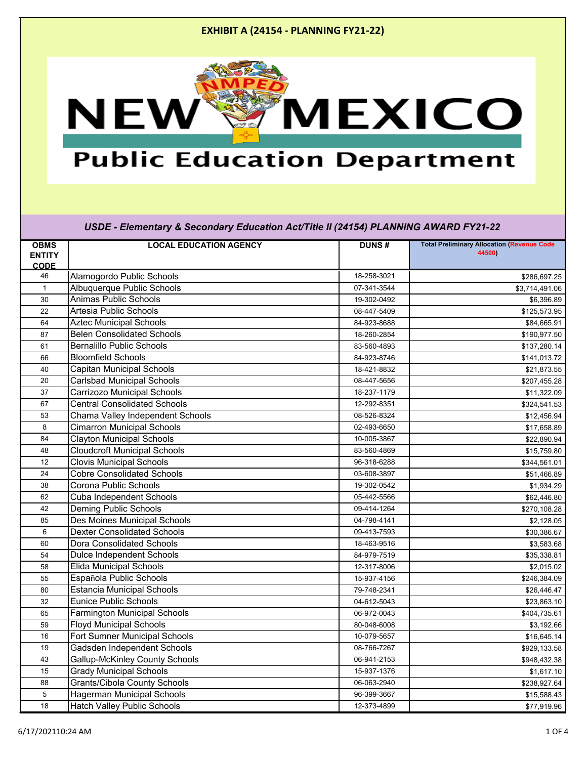# EXHIBIT A (24154 - PLANNING FY21-22)

New Mexico Public Education Department

## USDE - Elementary & Secondary Education Act/Title II (24154) PLANNING AWARD FY21-22

| OBMS ENTITY CODE | LOCAL EDUCATION AGENCY | DUNS # | Total Preliminary Allocation (Revenue Code 44500) |
|---|---|---|---|
| 46 | Alamogordo Public Schools | 18-258-3021 | $286,697.25 |
| 1 | Albuquerque Public Schools | 07-341-3544 | $3,714,491.06 |
| 30 | Animas Public Schools | 19-302-0492 | $6,396.89 |
| 22 | Artesia Public Schools | 08-447-5409 | $125,573.95 |
| 64 | Aztec Municipal Schools | 84-923-8688 | $84,665.91 |
| 87 | Belen Consolidated Schools | 18-260-2854 | $190,977.50 |
| 61 | Bernalillo Public Schools | 83-560-4893 | $137,280.14 |
| 66 | Bloomfield Schools | 84-923-8746 | $141,013.72 |
| 40 | Capitan Municipal Schools | 18-421-8832 | $21,873.55 |
| 20 | Carlsbad Municipal Schools | 08-447-5656 | $207,455.28 |
| 37 | Carrizozo Municipal Schools | 18-237-1179 | $11,322.09 |
| 67 | Central Consolidated Schools | 12-292-8351 | $324,541.53 |
| 53 | Chama Valley Independent Schools | 08-526-8324 | $12,456.94 |
| 8 | Cimarron Municipal Schools | 02-493-6650 | $17,658.89 |
| 84 | Clayton Municipal Schools | 10-005-3867 | $22,890.94 |
| 48 | Cloudcroft Municipal Schools | 83-560-4869 | $15,759.80 |
| 12 | Clovis Municipal Schools | 96-318-6288 | $344,561.01 |
| 24 | Cobre Consolidated Schools | 03-608-3897 | $51,466.89 |
| 38 | Corona Public Schools | 19-302-0542 | $1,934.29 |
| 62 | Cuba Independent Schools | 05-442-5566 | $62,446.80 |
| 42 | Deming Public Schools | 09-414-1264 | $270,108.28 |
| 85 | Des Moines Municipal Schools | 04-798-4141 | $2,128.05 |
| 6 | Dexter Consolidated Schools | 09-413-7593 | $30,386.67 |
| 60 | Dora Consolidated Schools | 18-463-9516 | $3,583.68 |
| 54 | Dulce Independent Schools | 84-979-7519 | $35,338.81 |
| 58 | Elida Municipal Schools | 12-317-8006 | $2,015.02 |
| 55 | Española Public Schools | 15-937-4156 | $246,384.09 |
| 80 | Estancia Municipal Schools | 79-748-2341 | $26,446.47 |
| 32 | Eunice Public Schools | 04-612-5043 | $23,863.10 |
| 65 | Farmington Municipal Schools | 06-972-0043 | $404,735.61 |
| 59 | Floyd Municipal Schools | 80-048-6008 | $3,192.66 |
| 16 | Fort Sumner Municipal Schools | 10-079-5657 | $16,645.14 |
| 19 | Gadsden Independent Schools | 08-766-7267 | $929,133.58 |
| 43 | Gallup-McKinley County Schools | 06-941-2153 | $948,432.38 |
| 15 | Grady Municipal Schools | 15-937-1376 | $1,617.10 |
| 88 | Grants/Cibola County Schools | 06-063-2940 | $238,927.64 |
| 5 | Hagerman Municipal Schools | 96-399-3667 | $15,588.43 |
| 18 | Hatch Valley Public Schools | 12-373-4899 | $77,919.96 |

6/17/202110:24 AM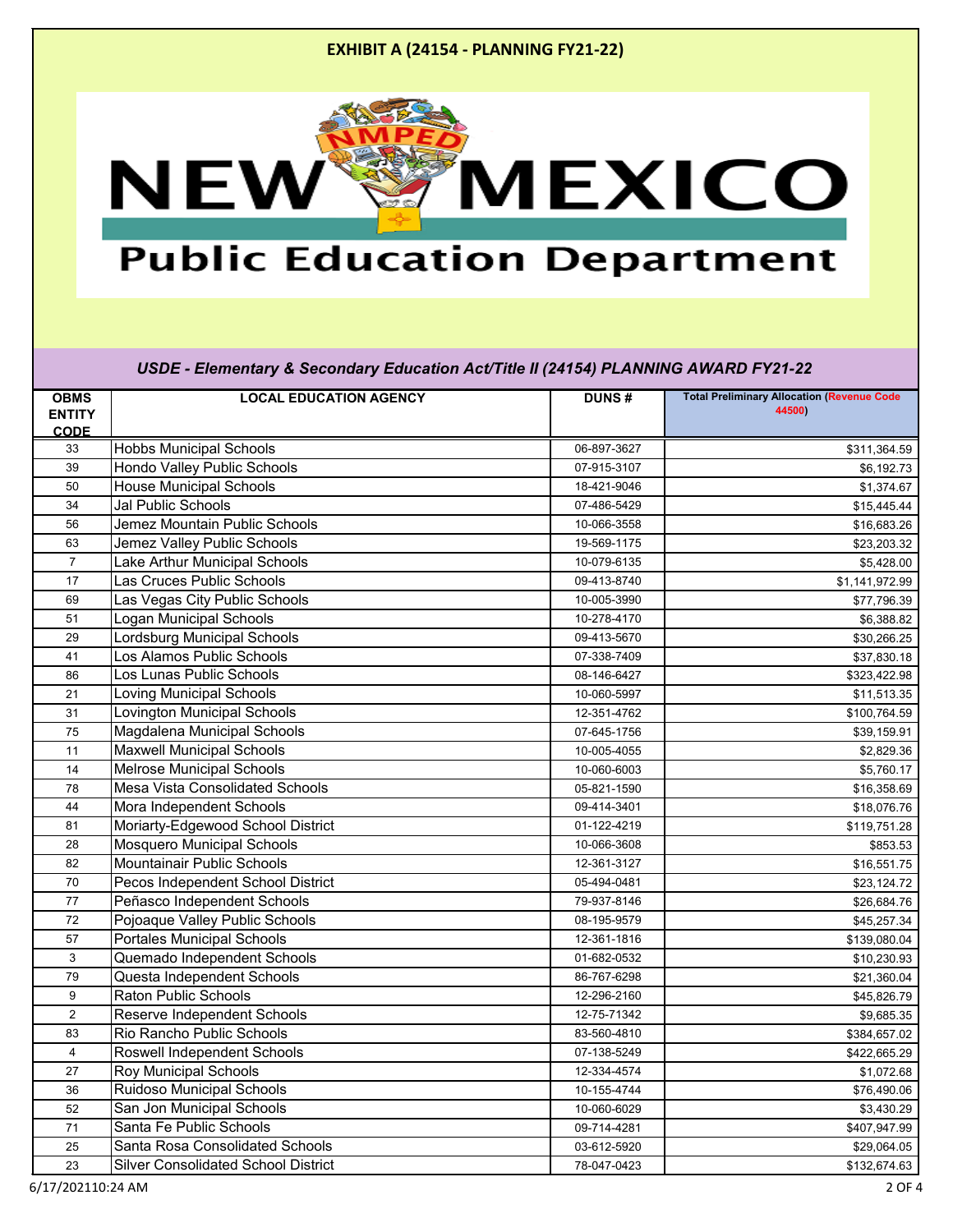**EXHIBIT A (24154 - PLANNING FY21-22)**

NEW MEXICO Public Education Department

*USDE - Elementary & Secondary Education Act/Title II (24154) PLANNING AWARD FY21-22*

| OBMS ENTITY CODE | LOCAL EDUCATION AGENCY | DUNS # | Total Preliminary Allocation (Revenue Code 44500) |
|---|---|---|---|
| 33 | Hobbs Municipal Schools | 06-897-3627 | $311,364.59 |
| 39 | Hondo Valley Public Schools | 07-915-3107 | $6,192.73 |
| 50 | House Municipal Schools | 18-421-9046 | $1,374.67 |
| 34 | Jal Public Schools | 07-486-5429 | $15,445.44 |
| 56 | Jemez Mountain Public Schools | 10-066-3558 | $16,683.26 |
| 63 | Jemez Valley Public Schools | 19-569-1175 | $23,203.32 |
| 7 | Lake Arthur Municipal Schools | 10-079-6135 | $5,428.00 |
| 17 | Las Cruces Public Schools | 09-413-8740 | $1,141,972.99 |
| 69 | Las Vegas City Public Schools | 10-005-3990 | $77,796.39 |
| 51 | Logan Municipal Schools | 10-278-4170 | $6,388.82 |
| 29 | Lordsburg Municipal Schools | 09-413-5670 | $30,266.25 |
| 41 | Los Alamos Public Schools | 07-338-7409 | $37,830.18 |
| 86 | Los Lunas Public Schools | 08-146-6427 | $323,422.98 |
| 21 | Loving Municipal Schools | 10-060-5997 | $11,513.35 |
| 31 | Lovington Municipal Schools | 12-351-4762 | $100,764.59 |
| 75 | Magdalena Municipal Schools | 07-645-1756 | $39,159.91 |
| 11 | Maxwell Municipal Schools | 10-005-4055 | $2,829.36 |
| 14 | Melrose Municipal Schools | 10-060-6003 | $5,760.17 |
| 78 | Mesa Vista Consolidated Schools | 05-821-1590 | $16,358.69 |
| 44 | Mora Independent Schools | 09-414-3401 | $18,076.76 |
| 81 | Moriarty-Edgewood School District | 01-122-4219 | $119,751.28 |
| 28 | Mosquero Municipal Schools | 10-066-3608 | $853.53 |
| 82 | Mountainair Public Schools | 12-361-3127 | $16,551.75 |
| 70 | Pecos Independent School District | 05-494-0481 | $23,124.72 |
| 77 | Peñasco Independent Schools | 79-937-8146 | $26,684.76 |
| 72 | Pojoaque Valley Public Schools | 08-195-9579 | $45,257.34 |
| 57 | Portales Municipal Schools | 12-361-1816 | $139,080.04 |
| 3 | Quemado Independent Schools | 01-682-0532 | $10,230.93 |
| 79 | Questa Independent Schools | 86-767-6298 | $21,360.04 |
| 9 | Raton Public Schools | 12-296-2160 | $45,826.79 |
| 2 | Reserve Independent Schools | 12-75-71342 | $9,685.35 |
| 83 | Rio Rancho Public Schools | 83-560-4810 | $384,657.02 |
| 4 | Roswell Independent Schools | 07-138-5249 | $422,665.29 |
| 27 | Roy Municipal Schools | 12-334-4574 | $1,072.68 |
| 36 | Ruidoso Municipal Schools | 10-155-4744 | $76,490.06 |
| 52 | San Jon Municipal Schools | 10-060-6029 | $3,430.29 |
| 71 | Santa Fe Public Schools | 09-714-4281 | $407,947.99 |
| 25 | Santa Rosa Consolidated Schools | 03-612-5920 | $29,064.05 |
| 23 | Silver Consolidated School District | 78-047-0423 | $132,674.63 |

6/17/2021 10:24 AM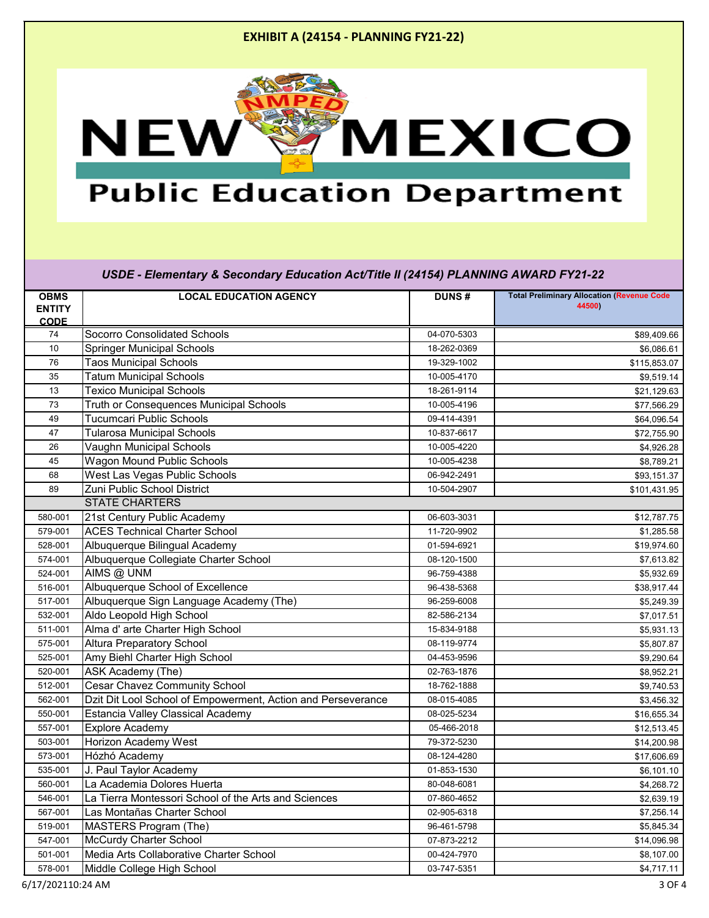# EXHIBIT A (24154 - PLANNING FY21-22)

NEW MEXICO Public Education Department

*USDE - Elementary & Secondary Education Act/Title II (24154) PLANNING AWARD FY21-22*

| OBMS ENTITY CODE | LOCAL EDUCATION AGENCY | DUNS # | Total Preliminary Allocation (Revenue Code 44500) |
|---|---|---|---|
| 74 | Socorro Consolidated Schools | 04-070-5303 | $89,409.66 |
| 10 | Springer Municipal Schools | 18-262-0369 | $6,086.61 |
| 76 | Taos Municipal Schools | 19-329-1002 | $115,853.07 |
| 35 | Tatum Municipal Schools | 10-005-4170 | $9,519.14 |
| 13 | Texico Municipal Schools | 18-261-9114 | $21,129.63 |
| 73 | Truth or Consequences Municipal Schools | 10-005-4196 | $77,566.29 |
| 49 | Tucumcari Public Schools | 09-414-4391 | $64,096.54 |
| 47 | Tularosa Municipal Schools | 10-837-6617 | $72,755.90 |
| 26 | Vaughn Municipal Schools | 10-005-4220 | $4,926.28 |
| 45 | Wagon Mound Public Schools | 10-005-4238 | $8,789.21 |
| 68 | West Las Vegas Public Schools | 06-942-2491 | $93,151.37 |
| 89 | Zuni Public School District | 10-504-2907 | $101,431.95 |
| | STATE CHARTERS | | |
| 580-001 | 21st Century Public Academy | 06-603-3031 | $12,787.75 |
| 579-001 | ACES Technical Charter School | 11-720-9902 | $1,285.58 |
| 528-001 | Albuquerque Bilingual Academy | 01-594-6921 | $19,974.60 |
| 574-001 | Albuquerque Collegiate Charter School | 08-120-1500 | $7,613.82 |
| 524-001 | AIMS @ UNM | 96-759-4388 | $5,932.69 |
| 516-001 | Albuquerque School of Excellence | 96-438-5368 | $38,917.44 |
| 517-001 | Albuquerque Sign Language Academy (The) | 96-259-6008 | $5,249.39 |
| 532-001 | Aldo Leopold High School | 82-586-2134 | $7,017.51 |
| 511-001 | Alma d' arte Charter High School | 15-834-9188 | $5,931.13 |
| 575-001 | Altura Preparatory School | 08-119-9774 | $5,807.87 |
| 525-001 | Amy Biehl Charter High School | 04-453-9596 | $9,290.64 |
| 520-001 | ASK Academy (The) | 02-763-1876 | $8,952.21 |
| 512-001 | Cesar Chavez Community School | 18-762-1888 | $9,740.53 |
| 562-001 | Dzit Dit Lool School of Empowerment, Action and Perseverance | 08-015-4085 | $3,456.32 |
| 550-001 | Estancia Valley Classical Academy | 08-025-5234 | $16,655.34 |
| 557-001 | Explore Academy | 05-466-2018 | $12,513.45 |
| 503-001 | Horizon Academy West | 79-372-5230 | $14,200.98 |
| 573-001 | Hózhó Academy | 08-124-4280 | $17,606.69 |
| 535-001 | J. Paul Taylor Academy | 01-853-1530 | $6,101.10 |
| 560-001 | La Academia Dolores Huerta | 80-048-6081 | $4,268.72 |
| 546-001 | La Tierra Montessori School of the Arts and Sciences | 07-860-4652 | $2,639.19 |
| 567-001 | Las Montañas Charter School | 02-905-6318 | $7,256.14 |
| 519-001 | MASTERS Program (The) | 96-461-5798 | $5,845.34 |
| 547-001 | McCurdy Charter School | 07-873-2212 | $14,096.98 |
| 501-001 | Media Arts Collaborative Charter School | 00-424-7970 | $8,107.00 |
| 578-001 | Middle College High School | 03-747-5351 | $4,717.11 |

6/17/2021 10:24 AM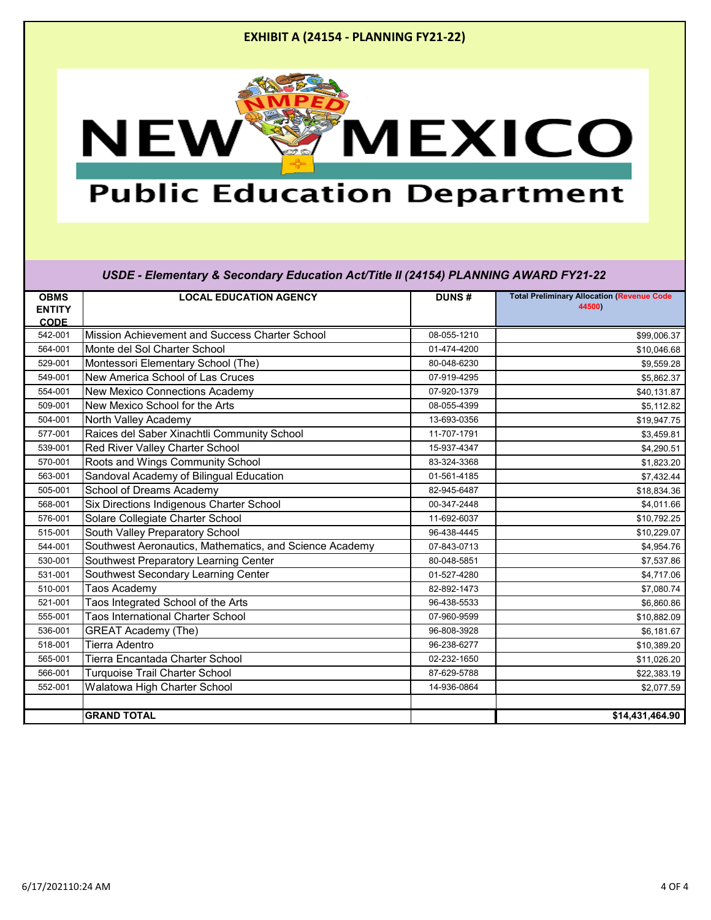**EXHIBIT A (24154 - PLANNING FY21-22)**

NEW MEXICO
Public Education Department

*USDE - Elementary & Secondary Education Act/Title II (24154) PLANNING AWARD FY21-22*

| OBMS ENTITY CODE | LOCAL EDUCATION AGENCY | DUNS # | Total Preliminary Allocation (Revenue Code 44500) |
|---|---|---|---|
| 542-001 | Mission Achievement and Success Charter School | 08-055-1210 | $99,006.37 |
| 564-001 | Monte del Sol Charter School | 01-474-4200 | $10,046.68 |
| 529-001 | Montessori Elementary School (The) | 80-048-6230 | $9,559.28 |
| 549-001 | New America School of Las Cruces | 07-919-4295 | $5,862.37 |
| 554-001 | New Mexico Connections Academy | 07-920-1379 | $40,131.87 |
| 509-001 | New Mexico School for the Arts | 08-055-4399 | $5,112.82 |
| 504-001 | North Valley Academy | 13-693-0356 | $19,947.75 |
| 577-001 | Raices del Saber Xinachtli Community School | 11-707-1791 | $3,459.81 |
| 539-001 | Red River Valley Charter School | 15-937-4347 | $4,290.51 |
| 570-001 | Roots and Wings Community School | 83-324-3368 | $1,823.20 |
| 563-001 | Sandoval Academy of Bilingual Education | 01-561-4185 | $7,432.44 |
| 505-001 | School of Dreams Academy | 82-945-6487 | $18,834.36 |
| 568-001 | Six Directions Indigenous Charter School | 00-347-2448 | $4,011.66 |
| 576-001 | Solare Collegiate Charter School | 11-692-6037 | $10,792.25 |
| 515-001 | South Valley Preparatory School | 96-438-4445 | $10,229.07 |
| 544-001 | Southwest Aeronautics, Mathematics, and Science Academy | 07-843-0713 | $4,954.76 |
| 530-001 | Southwest Preparatory Learning Center | 80-048-5851 | $7,537.86 |
| 531-001 | Southwest Secondary Learning Center | 01-527-4280 | $4,717.06 |
| 510-001 | Taos Academy | 82-892-1473 | $7,080.74 |
| 521-001 | Taos Integrated School of the Arts | 96-438-5533 | $6,860.86 |
| 555-001 | Taos International Charter School | 07-960-9599 | $10,882.09 |
| 536-001 | GREAT Academy (The) | 96-808-3928 | $6,181.67 |
| 518-001 | Tierra Adentro | 96-238-6277 | $10,389.20 |
| 565-001 | Tierra Encantada Charter School | 02-232-1650 | $11,026.20 |
| 566-001 | Turquoise Trail Charter School | 87-629-5788 | $22,383.19 |
| 552-001 | Walatowa High Charter School | 14-936-0864 | $2,077.59 |
| | | | |
| | **GRAND TOTAL** | | **$14,431,464.90** |